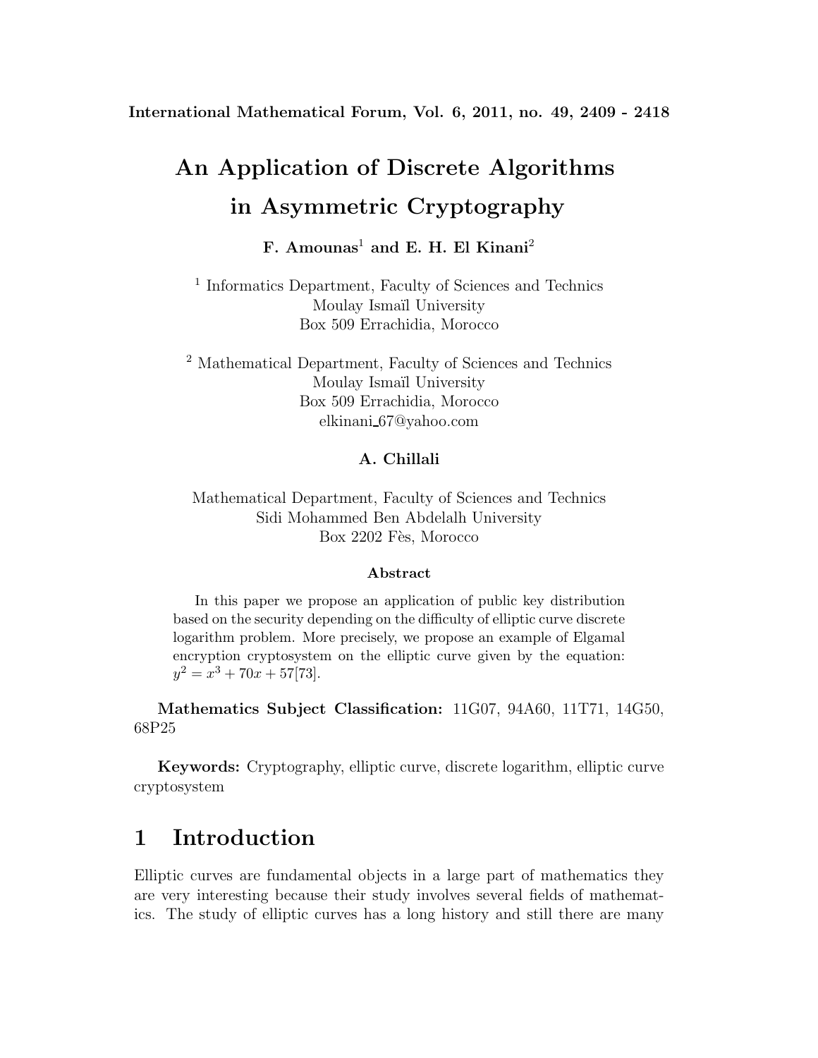# An Application of Discrete Algorithms in Asymmetric Cryptography

**F. Amounas**[1] **and E. H. El Kinani**[2]

[1] Informatics Department, Faculty of Sciences and Technics
Moulay Ismaïl University
Box 509 Errachidia, Morocco

[2] Mathematical Department, Faculty of Sciences and Technics
Moulay Ismaïl University
Box 509 Errachidia, Morocco
elkinani_67@yahoo.com

**A. Chillali**

Mathematical Department, Faculty of Sciences and Technics
Sidi Mohammed Ben Abdelalh University
Box 2202 Fès, Morocco

**Abstract**

In this paper we propose an application of public key distribution based on the security depending on the difficulty of elliptic curve discrete logarithm problem. More precisely, we propose an example of Elgamal encryption cryptosystem on the elliptic curve given by the equation: $y^2 = x^3 + 70x + 57[73]$.

**Mathematics Subject Classification:** 11G07, 94A60, 11T71, 14G50, 68P25

**Keywords:** Cryptography, elliptic curve, discrete logarithm, elliptic curve cryptosystem

## 1 Introduction

Elliptic curves are fundamental objects in a large part of mathematics they are very interesting because their study involves several fields of mathematics. The study of elliptic curves has a long history and still there are many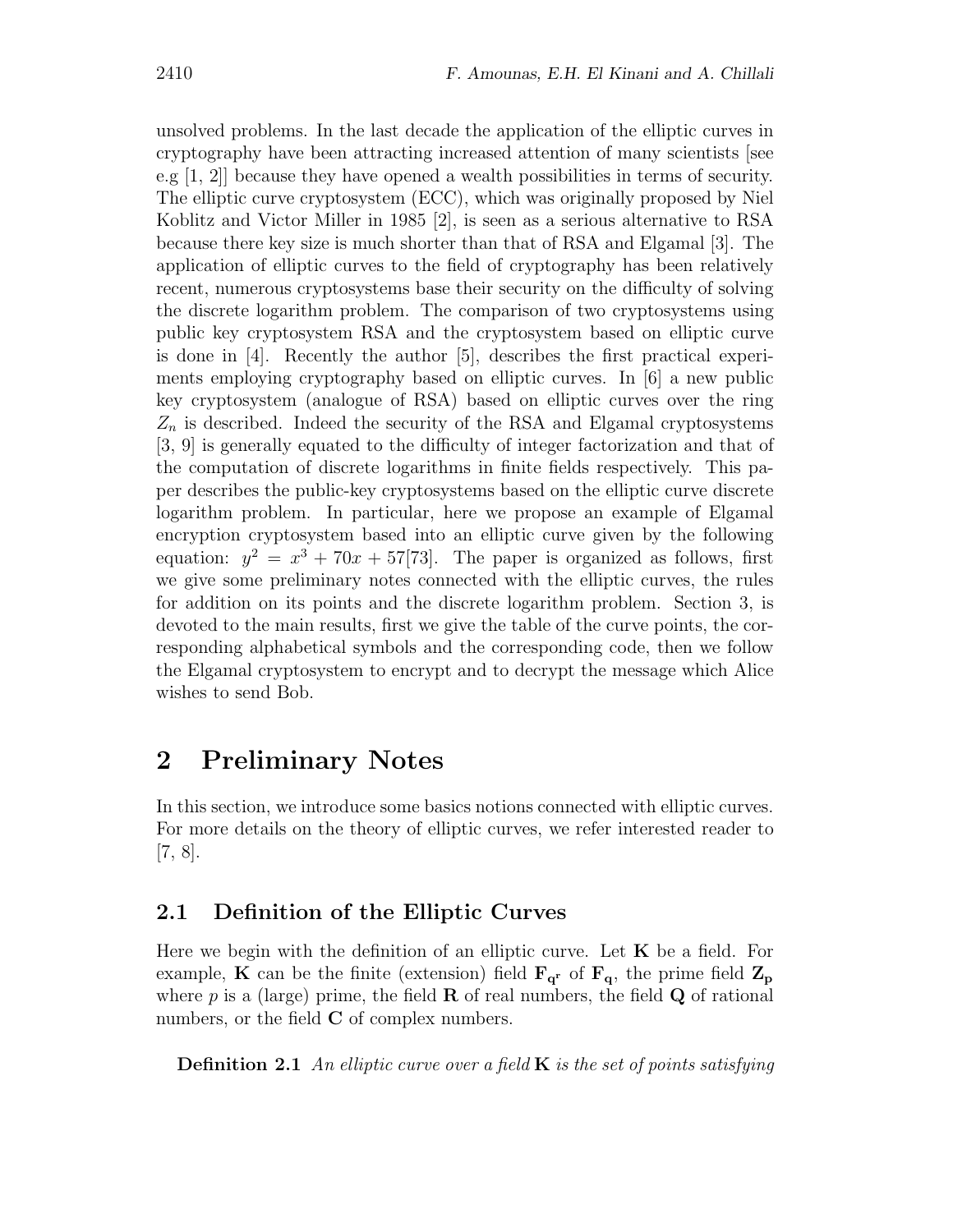unsolved problems. In the last decade the application of the elliptic curves in cryptography have been attracting increased attention of many scientists [see e.g [1, 2]] because they have opened a wealth possibilities in terms of security. The elliptic curve cryptosystem (ECC), which was originally proposed by Niel Koblitz and Victor Miller in 1985 [2], is seen as a serious alternative to RSA because there key size is much shorter than that of RSA and Elgamal [3]. The application of elliptic curves to the field of cryptography has been relatively recent, numerous cryptosystems base their security on the difficulty of solving the discrete logarithm problem. The comparison of two cryptosystems using public key cryptosystem RSA and the cryptosystem based on elliptic curve is done in [4]. Recently the author [5], describes the first practical experiments employing cryptography based on elliptic curves. In [6] a new public key cryptosystem (analogue of RSA) based on elliptic curves over the ring $Z_n$ is described. Indeed the security of the RSA and Elgamal cryptosystems [3, 9] is generally equated to the difficulty of integer factorization and that of the computation of discrete logarithms in finite fields respectively. This paper describes the public-key cryptosystems based on the elliptic curve discrete logarithm problem. In particular, here we propose an example of Elgamal encryption cryptosystem based into an elliptic curve given by the following equation: $y^2 = x^3 + 70x + 57[73]$. The paper is organized as follows, first we give some preliminary notes connected with the elliptic curves, the rules for addition on its points and the discrete logarithm problem. Section 3, is devoted to the main results, first we give the table of the curve points, the corresponding alphabetical symbols and the corresponding code, then we follow the Elgamal cryptosystem to encrypt and to decrypt the message which Alice wishes to send Bob.

# 2 Preliminary Notes

In this section, we introduce some basics notions connected with elliptic curves. For more details on the theory of elliptic curves, we refer interested reader to [7, 8].

## 2.1 Definition of the Elliptic Curves

Here we begin with the definition of an elliptic curve. Let $\mathbf{K}$ be a field. For example, $\mathbf{K}$ can be the finite (extension) field $\mathbf{F_{q^r}}$ of $\mathbf{F_q}$, the prime field $\mathbf{Z_p}$ where $p$ is a (large) prime, the field $\mathbf{R}$ of real numbers, the field $\mathbf{Q}$ of rational numbers, or the field $\mathbf{C}$ of complex numbers.

**Definition 2.1** *An elliptic curve over a field* $\mathbf{K}$ *is the set of points satisfying*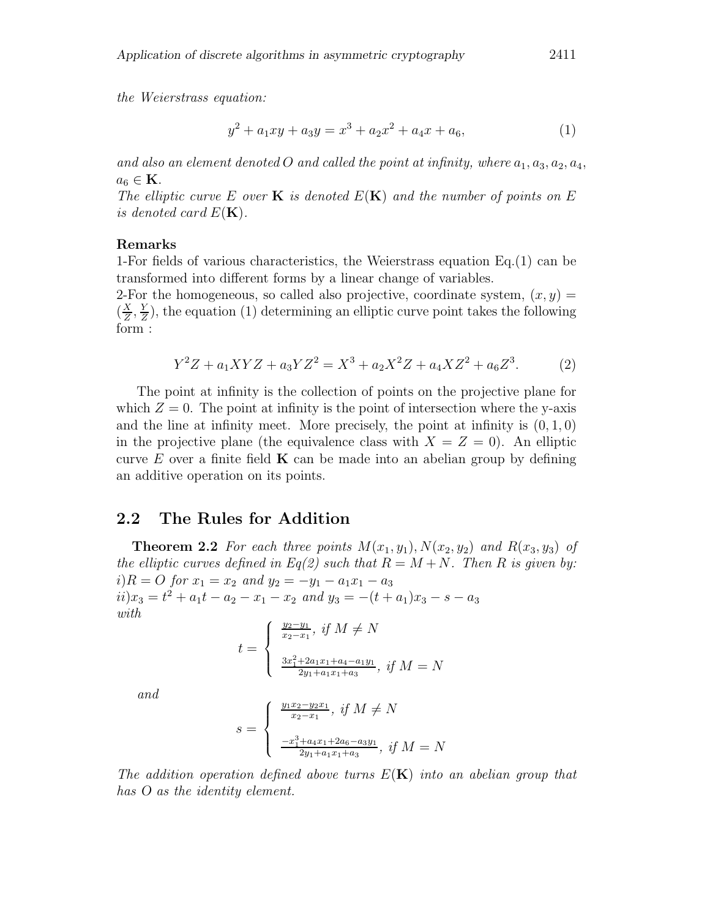*the Weierstrass equation:*

$$y^2 + a_1xy + a_3y = x^3 + a_2x^2 + a_4x + a_6, \tag{1}$$

*and also an element denoted $O$ and called the point at infinity, where $a_1, a_3, a_2, a_4$, $a_6 \in \mathbf{K}$.*
*The elliptic curve $E$ over $\mathbf{K}$ is denoted $E(\mathbf{K})$ and the number of points on $E$ is denoted card $E(\mathbf{K})$.*

**Remarks**
1-For fields of various characteristics, the Weierstrass equation Eq.(1) can be transformed into different forms by a linear change of variables.
2-For the homogeneous, so called also projective, coordinate system, $(x, y) = (\frac{X}{Z}, \frac{Y}{Z})$, the equation (1) determining an elliptic curve point takes the following form :

$$Y^2Z + a_1XYZ + a_3YZ^2 = X^3 + a_2X^2Z + a_4XZ^2 + a_6Z^3. \tag{2}$$

The point at infinity is the collection of points on the projective plane for which $Z = 0$. The point at infinity is the point of intersection where the y-axis and the line at infinity meet. More precisely, the point at infinity is $(0, 1, 0)$ in the projective plane (the equivalence class with $X = Z = 0$). An elliptic curve $E$ over a finite field $\mathbf{K}$ can be made into an abelian group by defining an additive operation on its points.

## 2.2 The Rules for Addition

**Theorem 2.2** *For each three points $M(x_1, y_1), N(x_2, y_2)$ and $R(x_3, y_3)$ of the elliptic curves defined in Eq(2) such that $R = M + N$. Then $R$ is given by:*
*i)$R = O$ for $x_1 = x_2$ and $y_2 = -y_1 - a_1x_1 - a_3$*
*ii)$x_3 = t^2 + a_1t - a_2 - x_1 - x_2$ and $y_3 = -(t + a_1)x_3 - s - a_3$*
*with*

$$t = \begin{cases} \frac{y_2 - y_1}{x_2 - x_1}, \text{ if } M \neq N \\ \\ \frac{3x_1^2 + 2a_1x_1 + a_4 - a_1y_1}{2y_1 + a_1x_1 + a_3}, \text{ if } M = N \end{cases}$$

*and*

$$s = \begin{cases} \frac{y_1x_2 - y_2x_1}{x_2 - x_1}, \text{ if } M \neq N \\ \\ \frac{-x_1^3 + a_4x_1 + 2a_6 - a_3y_1}{2y_1 + a_1x_1 + a_3}, \text{ if } M = N \end{cases}$$

*The addition operation defined above turns $E(\mathbf{K})$ into an abelian group that has $O$ as the identity element.*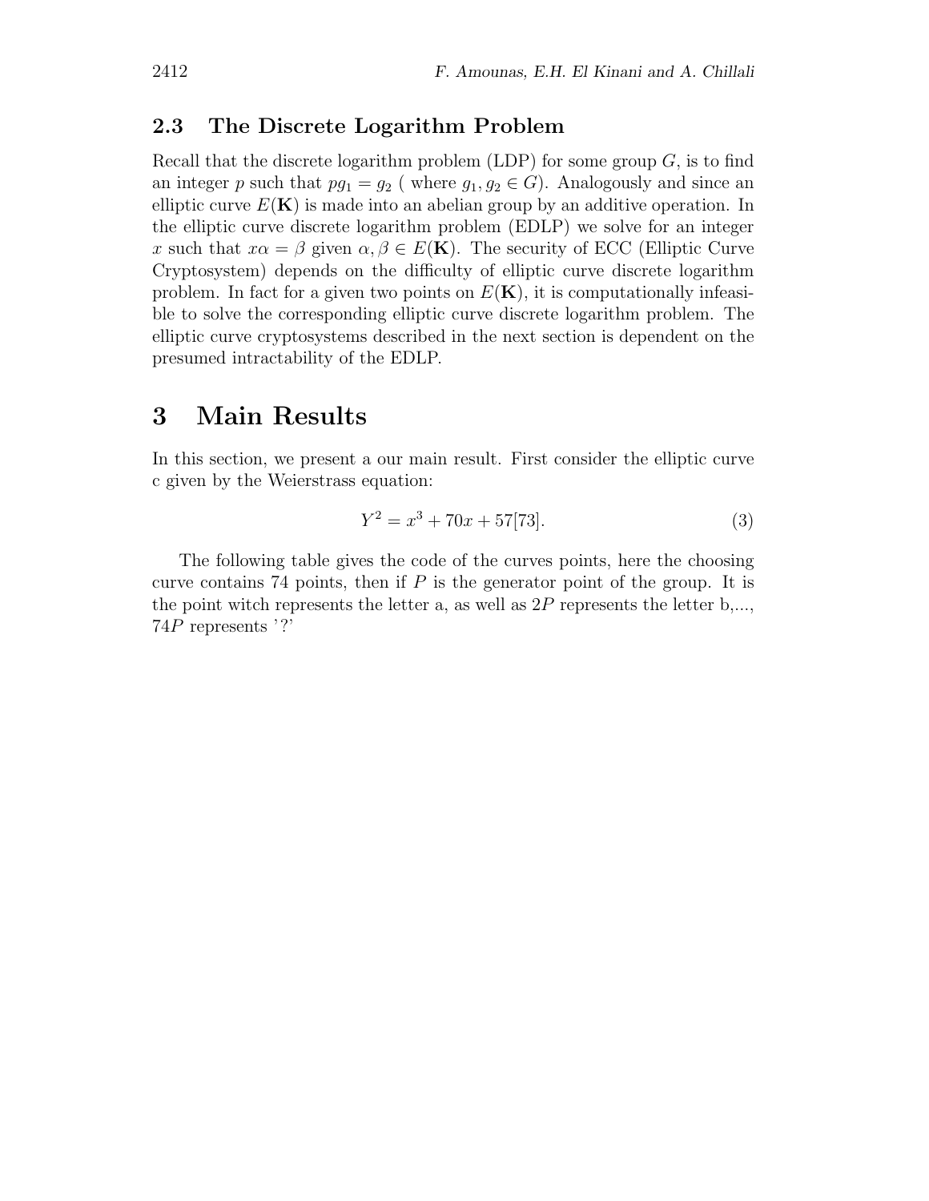### 2.3 The Discrete Logarithm Problem

Recall that the discrete logarithm problem (LDP) for some group $G$, is to find an integer $p$ such that $pg_1 = g_2$ ( where $g_1, g_2 \in G$). Analogously and since an elliptic curve $E(\mathbf{K})$ is made into an abelian group by an additive operation. In the elliptic curve discrete logarithm problem (EDLP) we solve for an integer $x$ such that $x\alpha = \beta$ given $\alpha, \beta \in E(\mathbf{K})$. The security of ECC (Elliptic Curve Cryptosystem) depends on the difficulty of elliptic curve discrete logarithm problem. In fact for a given two points on $E(\mathbf{K})$, it is computationally infeasible to solve the corresponding elliptic curve discrete logarithm problem. The elliptic curve cryptosystems described in the next section is dependent on the presumed intractability of the EDLP.

# 3 Main Results

In this section, we present a our main result. First consider the elliptic curve c given by the Weierstrass equation:

$$Y^2 = x^3 + 70x + 57[73]. \tag{3}$$

The following table gives the code of the curves points, here the choosing curve contains 74 points, then if $P$ is the generator point of the group. It is the point witch represents the letter a, as well as $2P$ represents the letter b,..., $74P$ represents '?'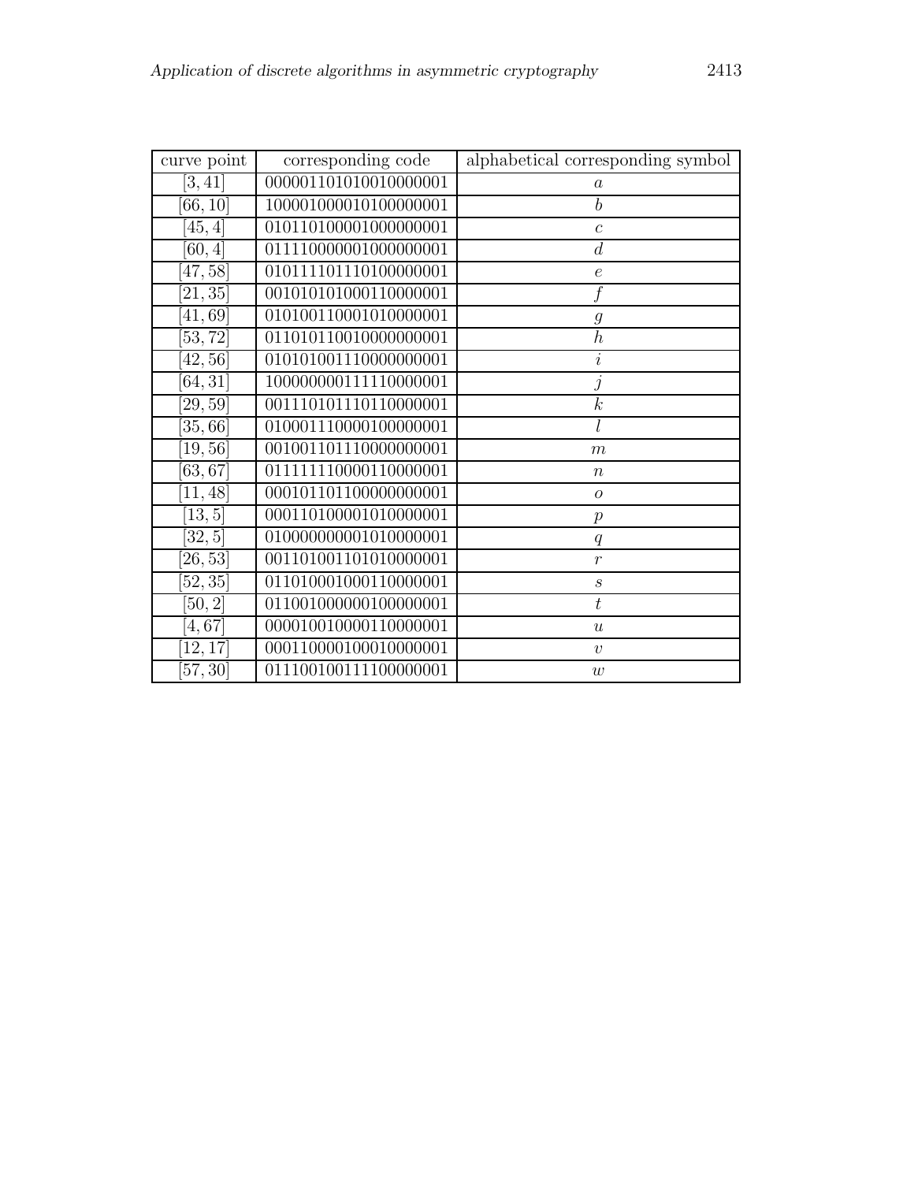| curve point | corresponding code | alphabetical corresponding symbol |
|---|---|---|
| $[3, 41]$ | 000001101010010000001 | $a$ |
| $[66, 10]$ | 100001000010100000001 | $b$ |
| $[45, 4]$ | 010110100001000000001 | $c$ |
| $[60, 4]$ | 011110000001000000001 | $d$ |
| $[47, 58]$ | 010111101110100000001 | $e$ |
| $[21, 35]$ | 001010101000110000001 | $f$ |
| $[41, 69]$ | 010100110001010000001 | $g$ |
| $[53, 72]$ | 011010110010000000001 | $h$ |
| $[42, 56]$ | 010101001110000000001 | $i$ |
| $[64, 31]$ | 100000000111110000001 | $j$ |
| $[29, 59]$ | 001110101110110000001 | $k$ |
| $[35, 66]$ | 010001110000100000001 | $l$ |
| $[19, 56]$ | 001001101110000000001 | $m$ |
| $[63, 67]$ | 011111110000110000001 | $n$ |
| $[11, 48]$ | 000101101100000000001 | $o$ |
| $[13, 5]$ | 000110100001010000001 | $p$ |
| $[32, 5]$ | 010000000001010000001 | $q$ |
| $[26, 53]$ | 001101001101010000001 | $r$ |
| $[52, 35]$ | 011010001000110000001 | $s$ |
| $[50, 2]$ | 011001000000100000001 | $t$ |
| $[4, 67]$ | 000010010000110000001 | $u$ |
| $[12, 17]$ | 000110000100010000001 | $v$ |
| $[57, 30]$ | 011100100111100000001 | $w$ |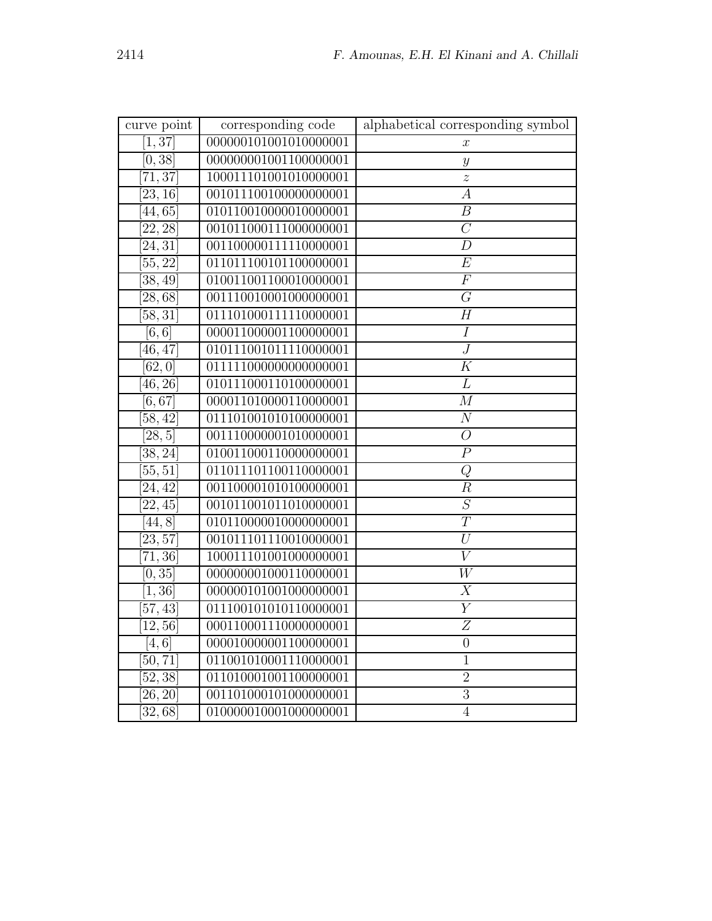| curve point | corresponding code | alphabetical corresponding symbol |
|---|---|---|
| $[1, 37]$ | 000000101001010000001 | $x$ |
| $[0, 38]$ | 000000001001100000001 | $y$ |
| $[71, 37]$ | 100011101001010000001 | $z$ |
| $[23, 16]$ | 001011100100000000001 | $A$ |
| $[44, 65]$ | 010110010000010000001 | $B$ |
| $[22, 28]$ | 001011000111000000001 | $C$ |
| $[24, 31]$ | 001100000111110000001 | $D$ |
| $[55, 22]$ | 011011100101100000001 | $E$ |
| $[38, 49]$ | 010011001100010000001 | $F$ |
| $[28, 68]$ | 001110010001000000001 | $G$ |
| $[58, 31]$ | 011101000111110000001 | $H$ |
| $[6, 6]$ | 000011000001100000001 | $I$ |
| $[46, 47]$ | 010111001011110000001 | $J$ |
| $[62, 0]$ | 011111000000000000001 | $K$ |
| $[46, 26]$ | 010111000110100000001 | $L$ |
| $[6, 67]$ | 000011010000110000001 | $M$ |
| $[58, 42]$ | 011101001010100000001 | $N$ |
| $[28, 5]$ | 001110000001010000001 | $O$ |
| $[38, 24]$ | 010011000110000000001 | $P$ |
| $[55, 51]$ | 011011101100110000001 | $Q$ |
| $[24, 42]$ | 001100001010100000001 | $R$ |
| $[22, 45]$ | 001011001011010000001 | $S$ |
| $[44, 8]$ | 010110000010000000001 | $T$ |
| $[23, 57]$ | 001011101110010000001 | $U$ |
| $[71, 36]$ | 100011101001000000001 | $V$ |
| $[0, 35]$ | 000000001000110000001 | $W$ |
| $[1, 36]$ | 000000101001000000001 | $X$ |
| $[57, 43]$ | 011100101010110000001 | $Y$ |
| $[12, 56]$ | 000110001110000000001 | $Z$ |
| $[4, 6]$ | 000010000001100000001 | $0$ |
| $[50, 71]$ | 011001010001110000001 | $1$ |
| $[52, 38]$ | 011010001001100000001 | $2$ |
| $[26, 20]$ | 001101000101000000001 | $3$ |
| $[32, 68]$ | 010000010001000000001 | $4$ |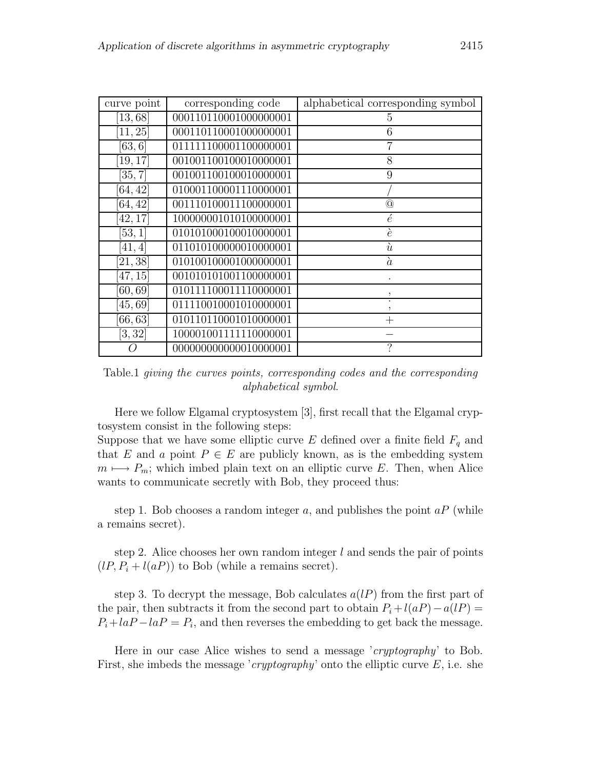| curve point | corresponding code | alphabetical corresponding symbol |
|---|---|---|
| $[13, 68]$ | 00011011000100000000001 | 5 |
| $[11, 25]$ | 00011011000100000000001 | 6 |
| $[63, 6]$ | 01111110000110000000001 | 7 |
| $[19, 17]$ | 00100110010001000000001 | 8 |
| $[35, 7]$ | 00100110010001000000001 | 9 |
| $[64, 42]$ | 01000110000111000000001 | / |
| $[64, 42]$ | 00111010001110000000001 | @ |
| $[42, 17]$ | 10000000101010000000001 | é |
| $[53, 1]$ | 01010100010001000000001 | è |
| $[41, 4]$ | 01101010000001000000001 | ù |
| $[21, 38]$ | 01010010000100000000001 | à |
| $[47, 15]$ | 00101010100110000000001 | . |
| $[60, 69]$ | 01011110001111000000001 | , |
| $[45, 69]$ | 01111001000101000000001 | ; |
| $[66, 63]$ | 01011011000101000000001 | + |
| $[3, 32]$ | 10000100111111000000001 | − |
| $O$ | 00000000000001000000001 | ? |

Table.1 *giving the curves points, corresponding codes and the corresponding alphabetical symbol*.

Here we follow Elgamal cryptosystem [3], first recall that the Elgamal cryptosystem consist in the following steps:
Suppose that we have some elliptic curve $E$ defined over a finite field $F_q$ and that $E$ and a point $P \in E$ are publicly known, as is the embedding system $m \longmapsto P_m$; which imbed plain text on an elliptic curve $E$. Then, when Alice wants to communicate secretly with Bob, they proceed thus:

step 1. Bob chooses a random integer $a$, and publishes the point $aP$ (while a remains secret).

step 2. Alice chooses her own random integer $l$ and sends the pair of points $(lP, P_i + l(aP))$ to Bob (while a remains secret).

step 3. To decrypt the message, Bob calculates $a(lP)$ from the first part of the pair, then subtracts it from the second part to obtain $P_i + l(aP) - a(lP) = P_i + laP - laP = P_i$, and then reverses the embedding to get back the message.

Here in our case Alice wishes to send a message '*cryptography*' to Bob. First, she imbeds the message '*cryptography*' onto the elliptic curve $E$, i.e. she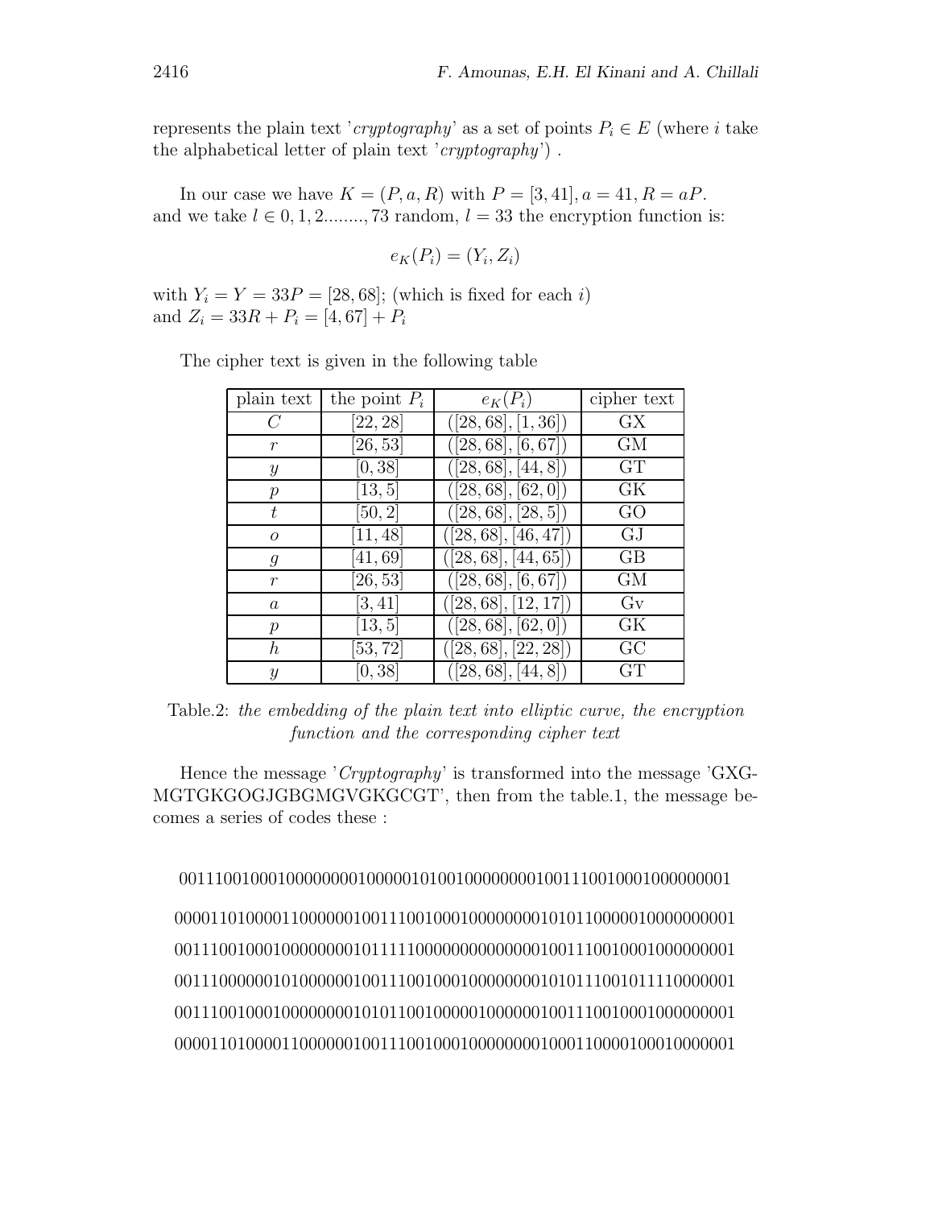represents the plain text '*cryptography*' as a set of points $P_i \in E$ (where $i$ take the alphabetical letter of plain text '*cryptography*') .

In our case we have $K = (P, a, R)$ with $P = [3, 41], a = 41, R = aP$. and we take $l \in 0, 1, 2........, 73$ random, $l = 33$ the encryption function is:

$$e_K(P_i) = (Y_i, Z_i)$$

with $Y_i = Y = 33P = [28, 68]$; (which is fixed for each $i$) and $Z_i = 33R + P_i = [4, 67] + P_i$

The cipher text is given in the following table

| plain text | the point $P_i$ | $e_K(P_i)$ | cipher text |
|---|---|---|---|
| $C$ | $[22, 28]$ | $([28, 68], [1, 36])$ | GX |
| $r$ | $[26, 53]$ | $([28, 68], [6, 67])$ | GM |
| $y$ | $[0, 38]$ | $([28, 68], [44, 8])$ | GT |
| $p$ | $[13, 5]$ | $([28, 68], [62, 0])$ | GK |
| $t$ | $[50, 2]$ | $([28, 68], [28, 5])$ | GO |
| $o$ | $[11, 48]$ | $([28, 68], [46, 47])$ | GJ |
| $g$ | $[41, 69]$ | $([28, 68], [44, 65])$ | GB |
| $r$ | $[26, 53]$ | $([28, 68], [6, 67])$ | GM |
| $a$ | $[3, 41]$ | $([28, 68], [12, 17])$ | Gv |
| $p$ | $[13, 5]$ | $([28, 68], [62, 0])$ | GK |
| $h$ | $[53, 72]$ | $([28, 68], [22, 28])$ | GC |
| $y$ | $[0, 38]$ | $([28, 68], [44, 8])$ | GT |

Table.2: *the embedding of the plain text into elliptic curve, the encryption function and the corresponding cipher text*

Hence the message '*Cryptography*' is transformed into the message 'GXG-MGTGKGOGJGBGMGVGKGCGT', then from the table.1, the message becomes a series of codes these :

001110010001000000001000001010010000000010011100100010000000001

0000110100001100000001001110010001000000001010110000010000000001

0011100100010000000001011111000000000000000100111001000100000000 1

0011100000010100000001001110010001000000001010111001011110000001

0011100100010000000001010110010000010000000100111001000100000000 1

0000110100001100000001001110010001000000001000110000100010000001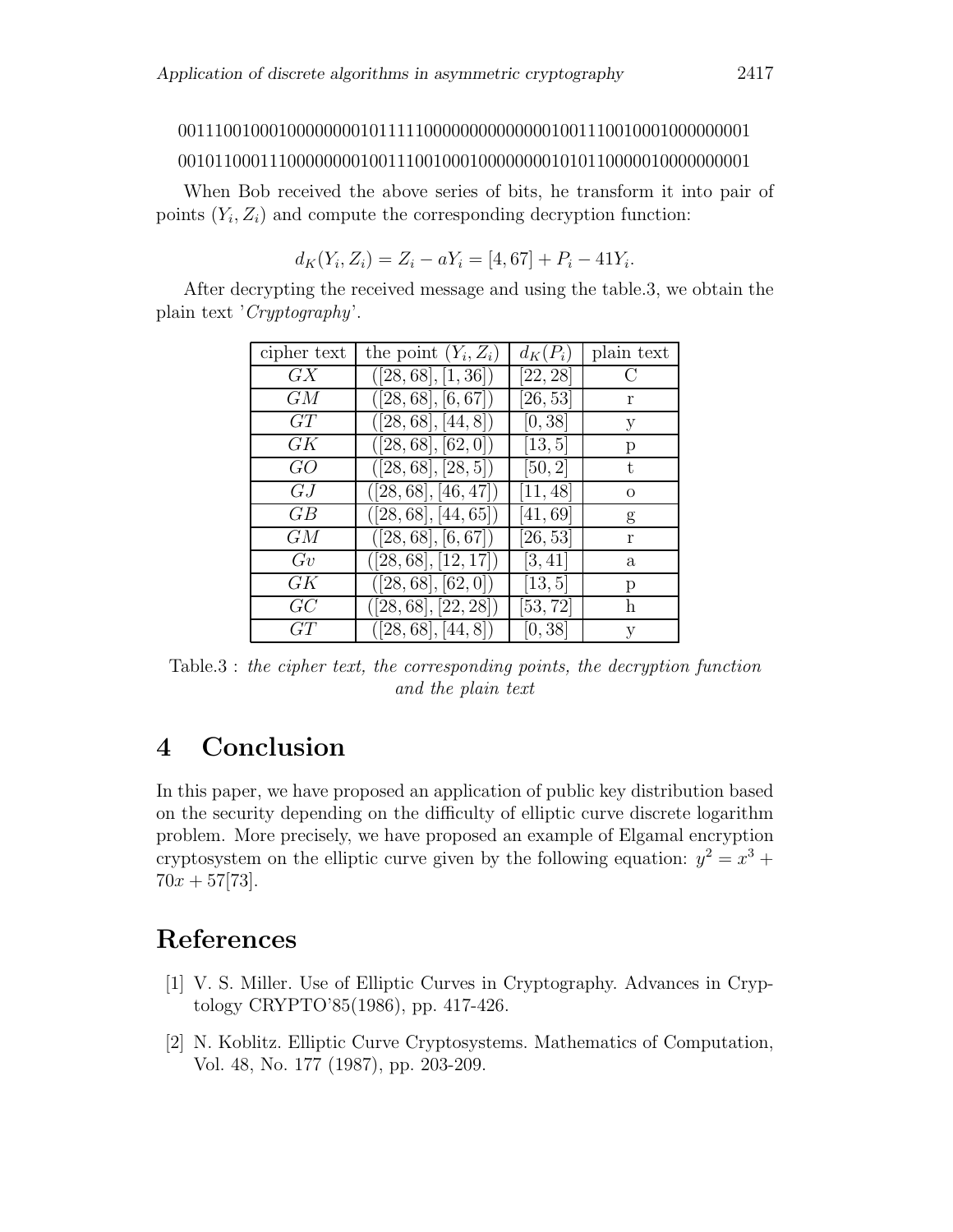0011100100010000000010111111000000000000000100111001000100000000001

0010110001110000000010011100100010000000010101100000100000000001

When Bob received the above series of bits, he transform it into pair of points $(Y_i, Z_i)$ and compute the corresponding decryption function:

$$d_K(Y_i, Z_i) = Z_i - aY_i = [4, 67] + P_i - 41Y_i.$$

After decrypting the received message and using the table.3, we obtain the plain text '*Cryptography*'.

| cipher text | the point $(Y_i, Z_i)$ | $d_K(P_i)$ | plain text |
|---|---|---|---|
| $GX$ | $([28, 68], [1, 36])$ | $[22, 28]$ | C |
| $GM$ | $([28, 68], [6, 67])$ | $[26, 53]$ | r |
| $GT$ | $([28, 68], [44, 8])$ | $[0, 38]$ | y |
| $GK$ | $([28, 68], [62, 0])$ | $[13, 5]$ | p |
| $GO$ | $([28, 68], [28, 5])$ | $[50, 2]$ | t |
| $GJ$ | $([28, 68], [46, 47])$ | $[11, 48]$ | o |
| $GB$ | $([28, 68], [44, 65])$ | $[41, 69]$ | g |
| $GM$ | $([28, 68], [6, 67])$ | $[26, 53]$ | r |
| $Gv$ | $([28, 68], [12, 17])$ | $[3, 41]$ | a |
| $GK$ | $([28, 68], [62, 0])$ | $[13, 5]$ | p |
| $GC$ | $([28, 68], [22, 28])$ | $[53, 72]$ | h |
| $GT$ | $([28, 68], [44, 8])$ | $[0, 38]$ | y |

Table.3 : *the cipher text, the corresponding points, the decryption function and the plain text*

## 4 Conclusion

In this paper, we have proposed an application of public key distribution based on the security depending on the difficulty of elliptic curve discrete logarithm problem. More precisely, we have proposed an example of Elgamal encryption cryptosystem on the elliptic curve given by the following equation: $y^2 = x^3 + 70x + 57[73]$.

## References

[1] V. S. Miller. Use of Elliptic Curves in Cryptography. Advances in Cryptology CRYPTO'85(1986), pp. 417-426.

[2] N. Koblitz. Elliptic Curve Cryptosystems. Mathematics of Computation, Vol. 48, No. 177 (1987), pp. 203-209.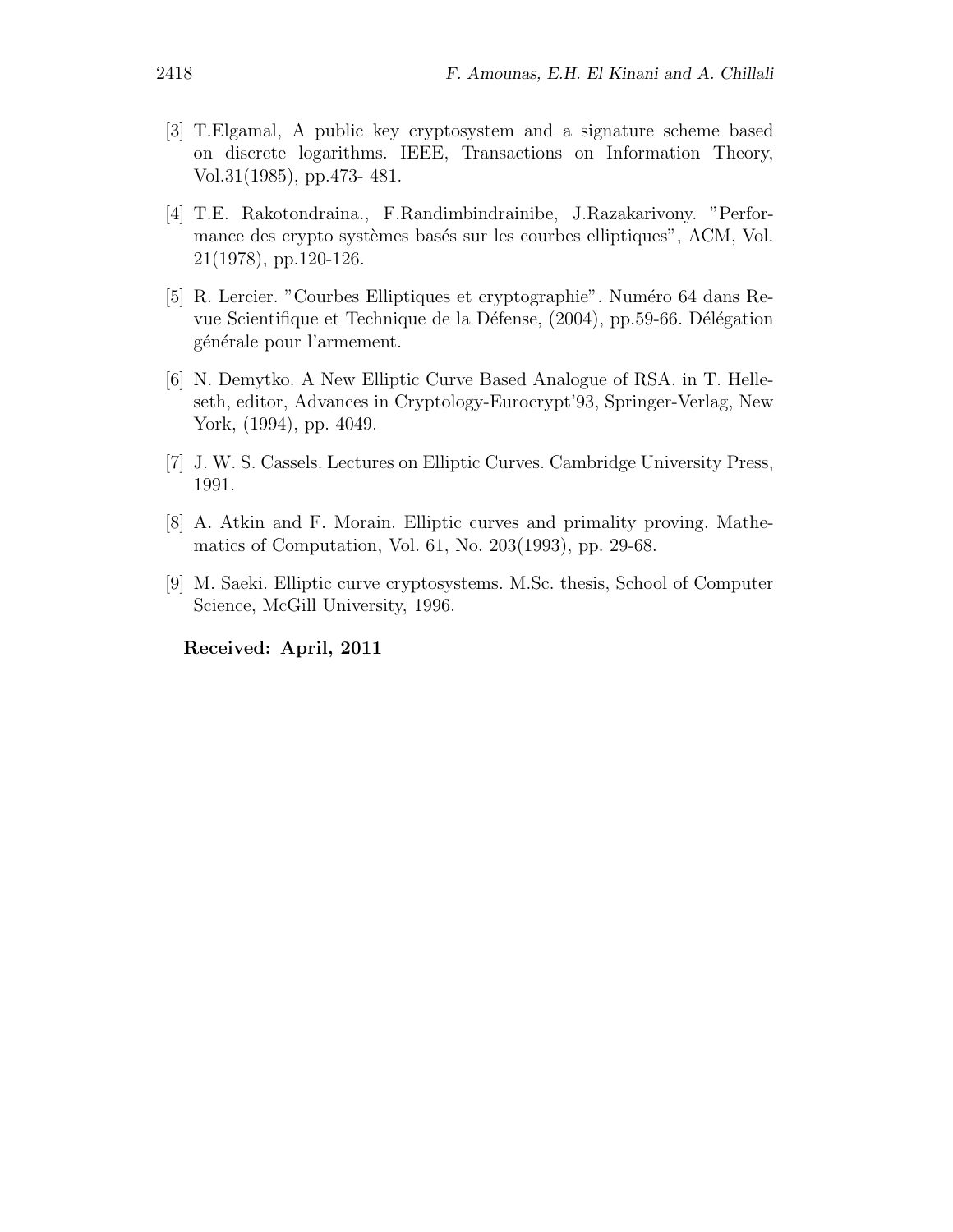[3] T.Elgamal, A public key cryptosystem and a signature scheme based on discrete logarithms. IEEE, Transactions on Information Theory, Vol.31(1985), pp.473- 481.

[4] T.E. Rakotondraina., F.Randimbindrainibe, J.Razakarivony. "Performance des crypto systèmes basés sur les courbes elliptiques", ACM, Vol. 21(1978), pp.120-126.

[5] R. Lercier. "Courbes Elliptiques et cryptographie". Numéro 64 dans Revue Scientifique et Technique de la Défense, (2004), pp.59-66. Délégation générale pour l'armement.

[6] N. Demytko. A New Elliptic Curve Based Analogue of RSA. in T. Helleseth, editor, Advances in Cryptology-Eurocrypt'93, Springer-Verlag, New York, (1994), pp. 4049.

[7] J. W. S. Cassels. Lectures on Elliptic Curves. Cambridge University Press, 1991.

[8] A. Atkin and F. Morain. Elliptic curves and primality proving. Mathematics of Computation, Vol. 61, No. 203(1993), pp. 29-68.

[9] M. Saeki. Elliptic curve cryptosystems. M.Sc. thesis, School of Computer Science, McGill University, 1996.

**Received: April, 2011**